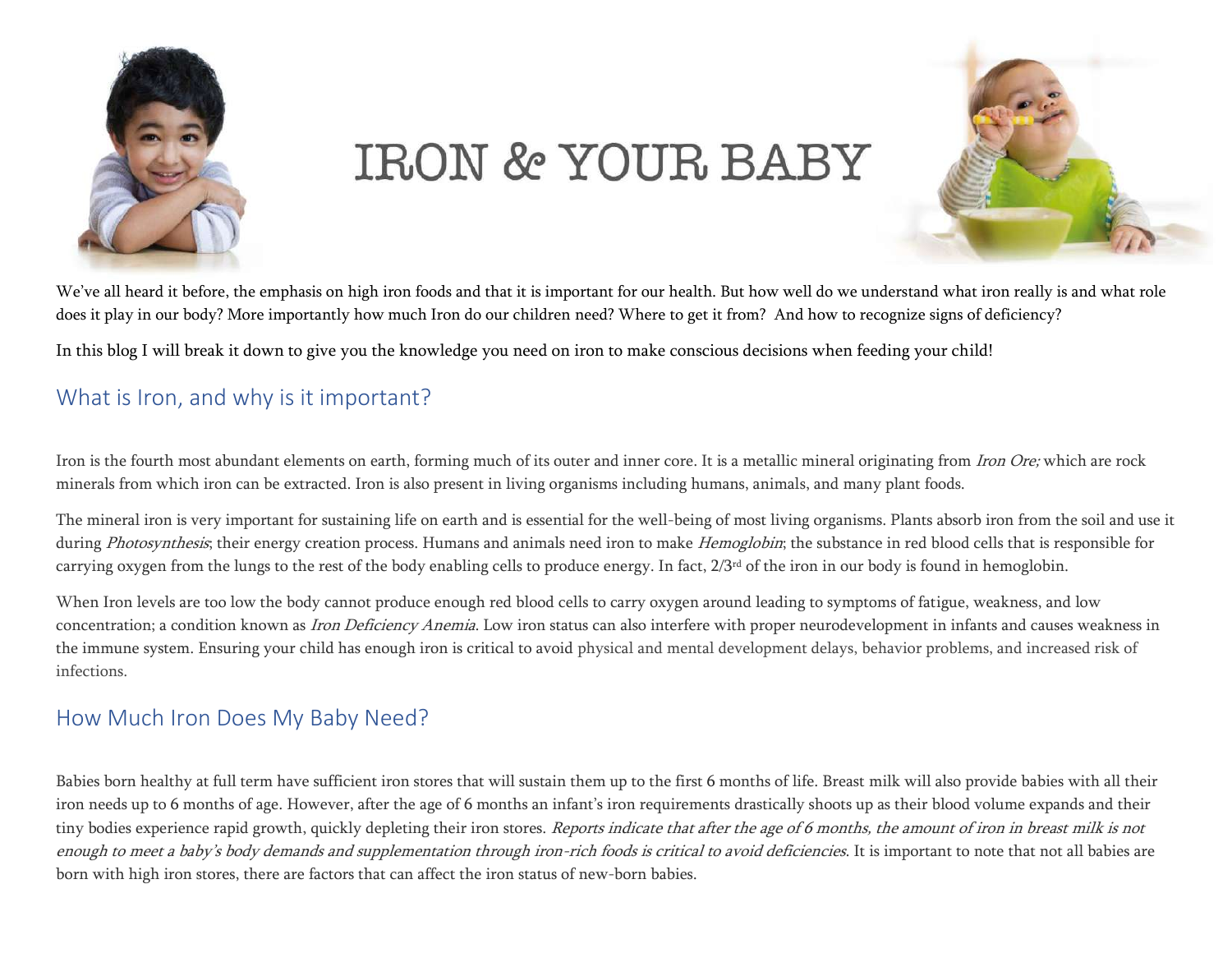# IRON & YOUR BABY

We've all heard it before, the emphasis on high iron foods and that it is important for our health. But how well do we understand what iron really is and what role does it play in our body? More importantly how much Iron do our children need? Where to get it from? And how to recognize signs of deficiency?

In this blog I will break it down to give you the knowledge you need on iron to make conscious decisions when feeding your child!

## What is Iron, and why is it important?

Iron is the fourth most abundant elements on earth, forming much of its outer and inner core. It is a metallic mineral originating from *Iron Ore;* which are rock minerals from which iron can be extracted. Iron is also present in living organisms including humans, animals, and many plant foods.

The mineral iron is very important for sustaining life on earth and is essential for the well-being of most living organisms. Plants absorb iron from the soil and use it during *Photosynthesis*; their energy creation process. Humans and animals need iron to make *Hemoglobin*; the substance in red blood cells that is responsible for carrying oxygen from the lungs to the rest of the body enabling cells to produce energy. In fact, 2/3rd of the iron in our body is found in hemoglobin.

When Iron levels are too low the body cannot produce enough red blood cells to carry oxygen around leading to symptoms of fatigue, weakness, and low concentration; a condition known as *Iron Deficiency Anemia*. Low iron status can also interfere with proper neurodevelopment in infants and causes weakness in the immune system. Ensuring your child has enough iron is critical to avoid physical and mental development delays, behavior problems, and increased risk of infections.

## How Much Iron Does My Baby Need?

Babies born healthy at full term have sufficient iron stores that will sustain them up to the first 6 months of life. Breast milk will also provide babies with all their iron needs up to 6 months of age. However, after the age of 6 months an infant's iron requirements drastically shoots up as their blood volume expands and their tiny bodies experience rapid growth, quickly depleting their iron stores. *Reports indicate that after the age of 6 months, the amount of iron in breast milk is not enough to meet a baby's body demands and supplementation through iron-rich foods is critical to avoid deficiencies*. It is important to note that not all babies are born with high iron stores, there are factors that can affect the iron status of new-born babies.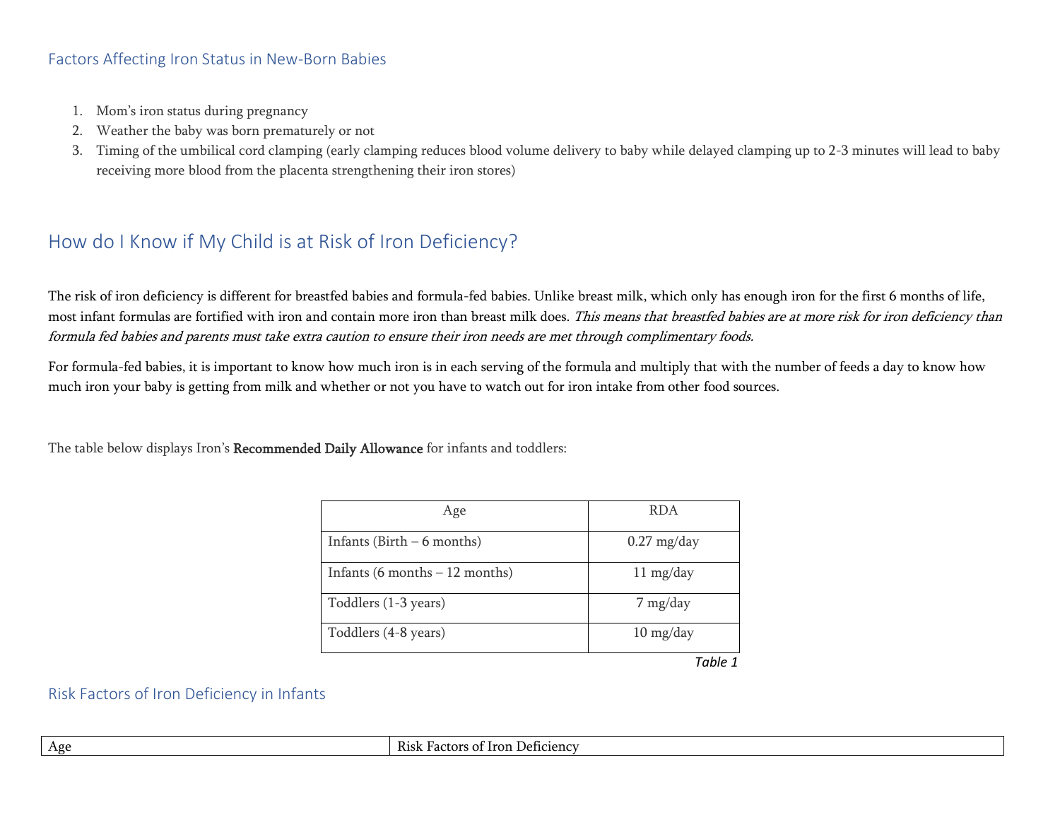## Factors Affecting Iron Status in New-Born Babies

1. Mom's iron status during pregnancy
2. Weather the baby was born prematurely or not
3. Timing of the umbilical cord clamping (early clamping reduces blood volume delivery to baby while delayed clamping up to 2-3 minutes will lead to baby receiving more blood from the placenta strengthening their iron stores)

# How do I Know if My Child is at Risk of Iron Deficiency?

The risk of iron deficiency is different for breastfed babies and formula-fed babies. Unlike breast milk, which only has enough iron for the first 6 months of life, most infant formulas are fortified with iron and contain more iron than breast milk does. *This means that breastfed babies are at more risk for iron deficiency than formula fed babies and parents must take extra caution to ensure their iron needs are met through complimentary foods.*

For formula-fed babies, it is important to know how much iron is in each serving of the formula and multiply that with the number of feeds a day to know how much iron your baby is getting from milk and whether or not you have to watch out for iron intake from other food sources.

The table below displays Iron's **Recommended Daily Allowance** for infants and toddlers:

| Age | RDA |
|---|---|
| Infants (Birth – 6 months) | 0.27 mg/day |
| Infants (6 months – 12 months) | 11 mg/day |
| Toddlers (1-3 years) | 7 mg/day |
| Toddlers (4-8 years) | 10 mg/day |

*Table 1*

## Risk Factors of Iron Deficiency in Infants

| Age | Risk Factors of Iron Deficiency |
|---|---|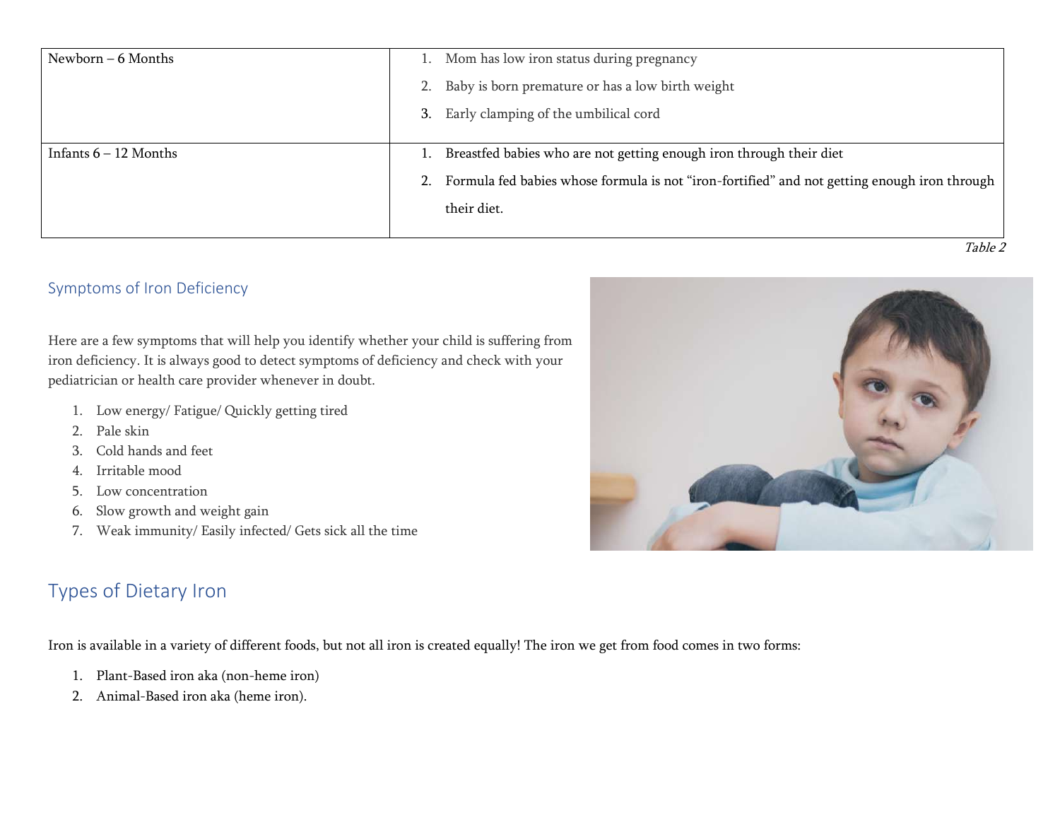| Newborn – 6 Months | 1. Mom has low iron status during pregnancy<br>2. Baby is born premature or has a low birth weight<br>3. Early clamping of the umbilical cord |
|---|---|
| Infants 6 – 12 Months | 1. Breastfed babies who are not getting enough iron through their diet<br>2. Formula fed babies whose formula is not “iron-fortified” and not getting enough iron through their diet. |

*Table 2*

## Symptoms of Iron Deficiency

Here are a few symptoms that will help you identify whether your child is suffering from iron deficiency. It is always good to detect symptoms of deficiency and check with your pediatrician or health care provider whenever in doubt.

1. Low energy/ Fatigue/ Quickly getting tired
2. Pale skin
3. Cold hands and feet
4. Irritable mood
5. Low concentration
6. Slow growth and weight gain
7. Weak immunity/ Easily infected/ Gets sick all the time

# Types of Dietary Iron

Iron is available in a variety of different foods, but not all iron is created equally! The iron we get from food comes in two forms:

1. Plant-Based iron aka (non-heme iron)
2. Animal-Based iron aka (heme iron).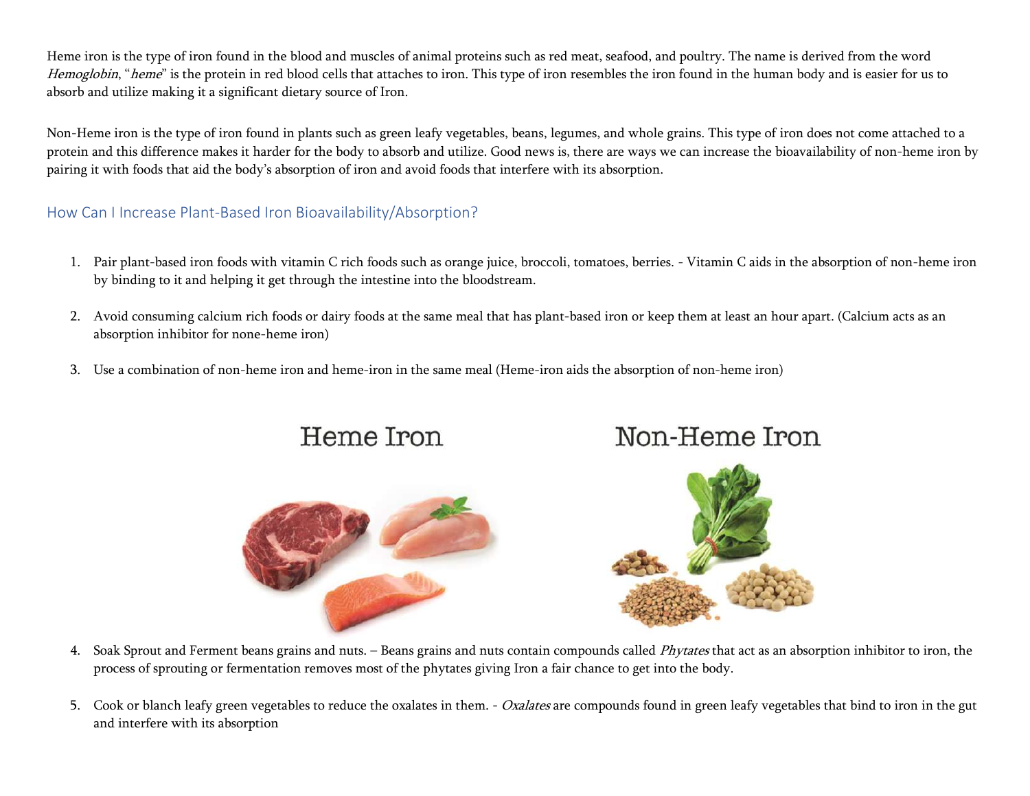Heme iron is the type of iron found in the blood and muscles of animal proteins such as red meat, seafood, and poultry. The name is derived from the word *Hemoglobin*, "*heme*" is the protein in red blood cells that attaches to iron. This type of iron resembles the iron found in the human body and is easier for us to absorb and utilize making it a significant dietary source of Iron.

Non-Heme iron is the type of iron found in plants such as green leafy vegetables, beans, legumes, and whole grains. This type of iron does not come attached to a protein and this difference makes it harder for the body to absorb and utilize. Good news is, there are ways we can increase the bioavailability of non-heme iron by pairing it with foods that aid the body's absorption of iron and avoid foods that interfere with its absorption.

## How Can I Increase Plant-Based Iron Bioavailability/Absorption?

1. Pair plant-based iron foods with vitamin C rich foods such as orange juice, broccoli, tomatoes, berries. - Vitamin C aids in the absorption of non-heme iron by binding to it and helping it get through the intestine into the bloodstream.

2. Avoid consuming calcium rich foods or dairy foods at the same meal that has plant-based iron or keep them at least an hour apart. (Calcium acts as an absorption inhibitor for none-heme iron)

3. Use a combination of non-heme iron and heme-iron in the same meal (Heme-iron aids the absorption of non-heme iron)

Heme Iron

Non-Heme Iron

4. Soak Sprout and Ferment beans grains and nuts. – Beans grains and nuts contain compounds called *Phytates* that act as an absorption inhibitor to iron, the process of sprouting or fermentation removes most of the phytates giving Iron a fair chance to get into the body.

5. Cook or blanch leafy green vegetables to reduce the oxalates in them. - *Oxalates* are compounds found in green leafy vegetables that bind to iron in the gut and interfere with its absorption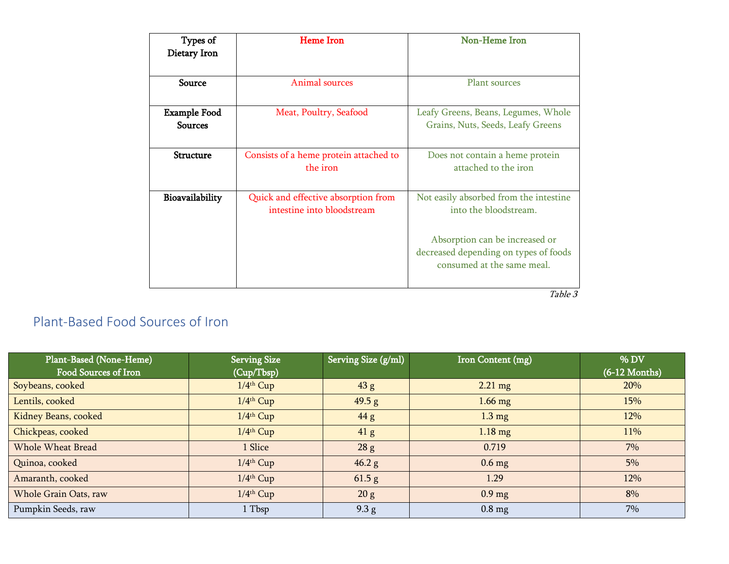| Types of Dietary Iron | Heme Iron | Non-Heme Iron |
|---|---|---|
| Source | Animal sources | Plant sources |
| Example Food Sources | Meat, Poultry, Seafood | Leafy Greens, Beans, Legumes, Whole Grains, Nuts, Seeds, Leafy Greens |
| Structure | Consists of a heme protein attached to the iron | Does not contain a heme protein attached to the iron |
| Bioavailability | Quick and effective absorption from intestine into bloodstream | Not easily absorbed from the intestine into the bloodstream.<br><br>Absorption can be increased or decreased depending on types of foods consumed at the same meal. |

*Table 3*

## Plant-Based Food Sources of Iron

| Plant-Based (None-Heme) Food Sources of Iron | Serving Size (Cup/Tbsp) | Serving Size (g/ml) | Iron Content (mg) | % DV (6-12 Months) |
|---|---|---|---|---|
| Soybeans, cooked | 1/4th Cup | 43 g | 2.21 mg | 20% |
| Lentils, cooked | 1/4th Cup | 49.5 g | 1.66 mg | 15% |
| Kidney Beans, cooked | 1/4th Cup | 44 g | 1.3 mg | 12% |
| Chickpeas, cooked | 1/4th Cup | 41 g | 1.18 mg | 11% |
| Whole Wheat Bread | 1 Slice | 28 g | 0.719 | 7% |
| Quinoa, cooked | 1/4th Cup | 46.2 g | 0.6 mg | 5% |
| Amaranth, cooked | 1/4th Cup | 61.5 g | 1.29 | 12% |
| Whole Grain Oats, raw | 1/4th Cup | 20 g | 0.9 mg | 8% |
| Pumpkin Seeds, raw | 1 Tbsp | 9.3 g | 0.8 mg | 7% |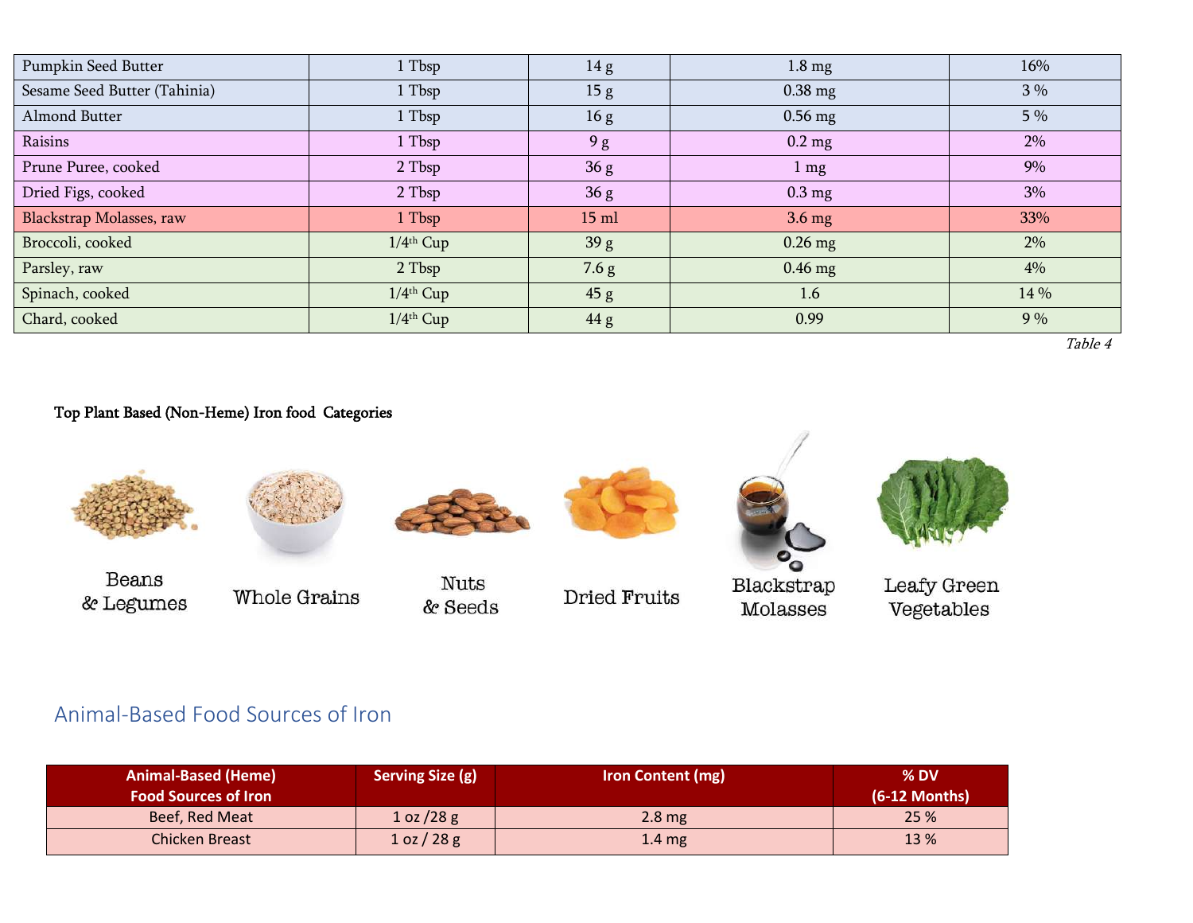| Pumpkin Seed Butter | 1 Tbsp | 14 g | 1.8 mg | 16% |
|---|---|---|---|---|
| Sesame Seed Butter (Tahinia) | 1 Tbsp | 15 g | 0.38 mg | 3 % |
| Almond Butter | 1 Tbsp | 16 g | 0.56 mg | 5 % |
| Raisins | 1 Tbsp | 9 g | 0.2 mg | 2% |
| Prune Puree, cooked | 2 Tbsp | 36 g | 1 mg | 9% |
| Dried Figs, cooked | 2 Tbsp | 36 g | 0.3 mg | 3% |
| Blackstrap Molasses, raw | 1 Tbsp | 15 ml | 3.6 mg | 33% |
| Broccoli, cooked | 1/4th Cup | 39 g | 0.26 mg | 2% |
| Parsley, raw | 2 Tbsp | 7.6 g | 0.46 mg | 4% |
| Spinach, cooked | 1/4th Cup | 45 g | 1.6 | 14 % |
| Chard, cooked | 1/4th Cup | 44 g | 0.99 | 9 % |

*Table 4*

**Top Plant Based (Non-Heme) Iron food Categories**

Beans & Legumes

Whole Grains

Nuts & Seeds

Dried Fruits

Blackstrap Molasses

Leafy Green Vegetables

## Animal-Based Food Sources of Iron

| Animal-Based (Heme) Food Sources of Iron | Serving Size (g) | Iron Content (mg) | % DV (6-12 Months) |
|---|---|---|---|
| Beef, Red Meat | 1 oz /28 g | 2.8 mg | 25 % |
| Chicken Breast | 1 oz / 28 g | 1.4 mg | 13 % |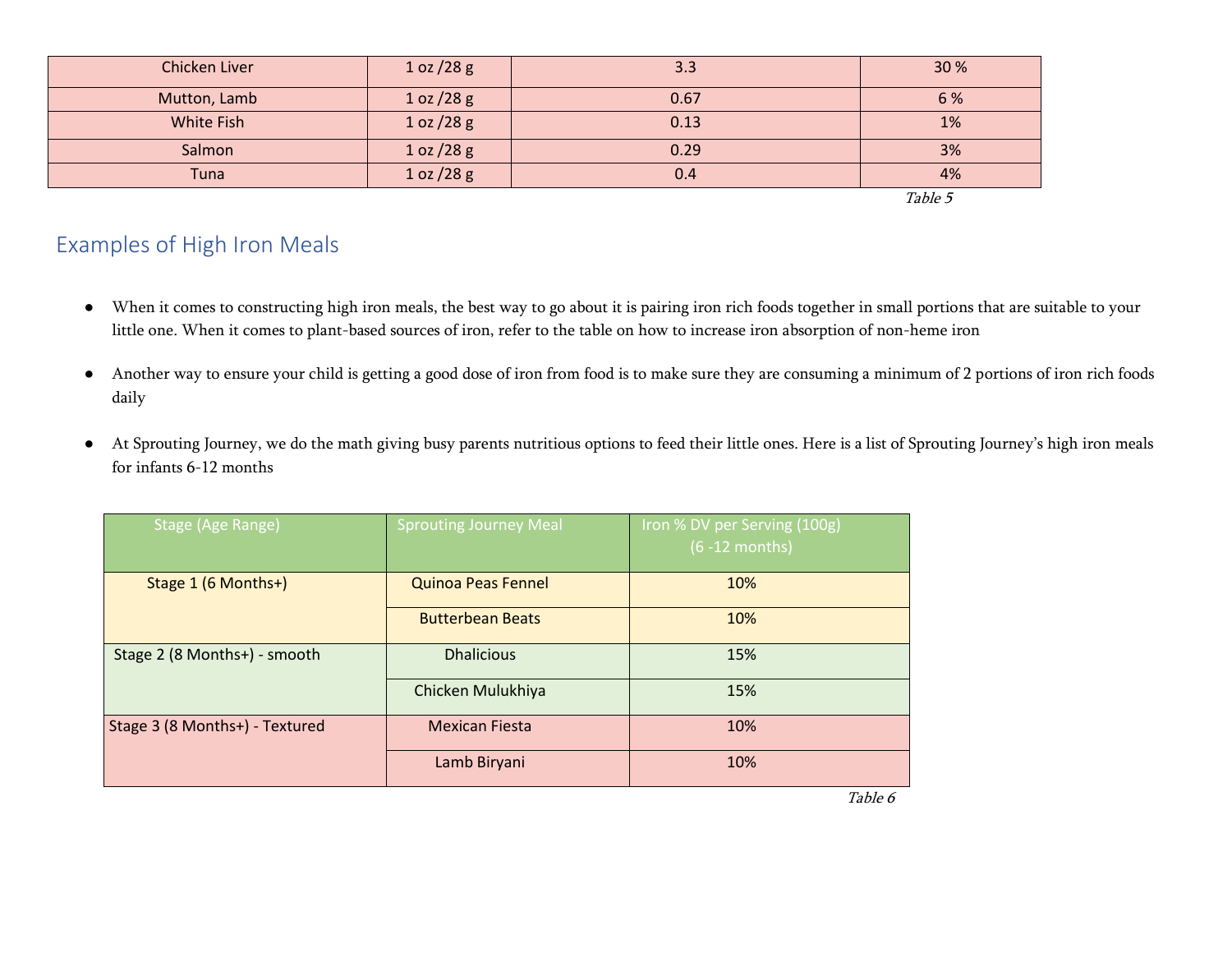| Chicken Liver | 1 oz /28 g | 3.3 | 30 % |
|---|---|---|---|
| Mutton, Lamb | 1 oz /28 g | 0.67 | 6 % |
| White Fish | 1 oz /28 g | 0.13 | 1% |
| Salmon | 1 oz /28 g | 0.29 | 3% |
| Tuna | 1 oz /28 g | 0.4 | 4% |

*Table 5*

## Examples of High Iron Meals

- When it comes to constructing high iron meals, the best way to go about it is pairing iron rich foods together in small portions that are suitable to your little one. When it comes to plant-based sources of iron, refer to the table on how to increase iron absorption of non-heme iron
- Another way to ensure your child is getting a good dose of iron from food is to make sure they are consuming a minimum of 2 portions of iron rich foods daily
- At Sprouting Journey, we do the math giving busy parents nutritious options to feed their little ones. Here is a list of Sprouting Journey's high iron meals for infants 6-12 months

| Stage (Age Range) | Sprouting Journey Meal | Iron % DV per Serving (100g) (6 -12 months) |
|---|---|---|
| Stage 1 (6 Months+) | Quinoa Peas Fennel | 10% |
| | Butterbean Beats | 10% |
| Stage 2 (8 Months+) - smooth | Dhalicious | 15% |
| | Chicken Mulukhiya | 15% |
| Stage 3 (8 Months+) - Textured | Mexican Fiesta | 10% |
| | Lamb Biryani | 10% |

*Table 6*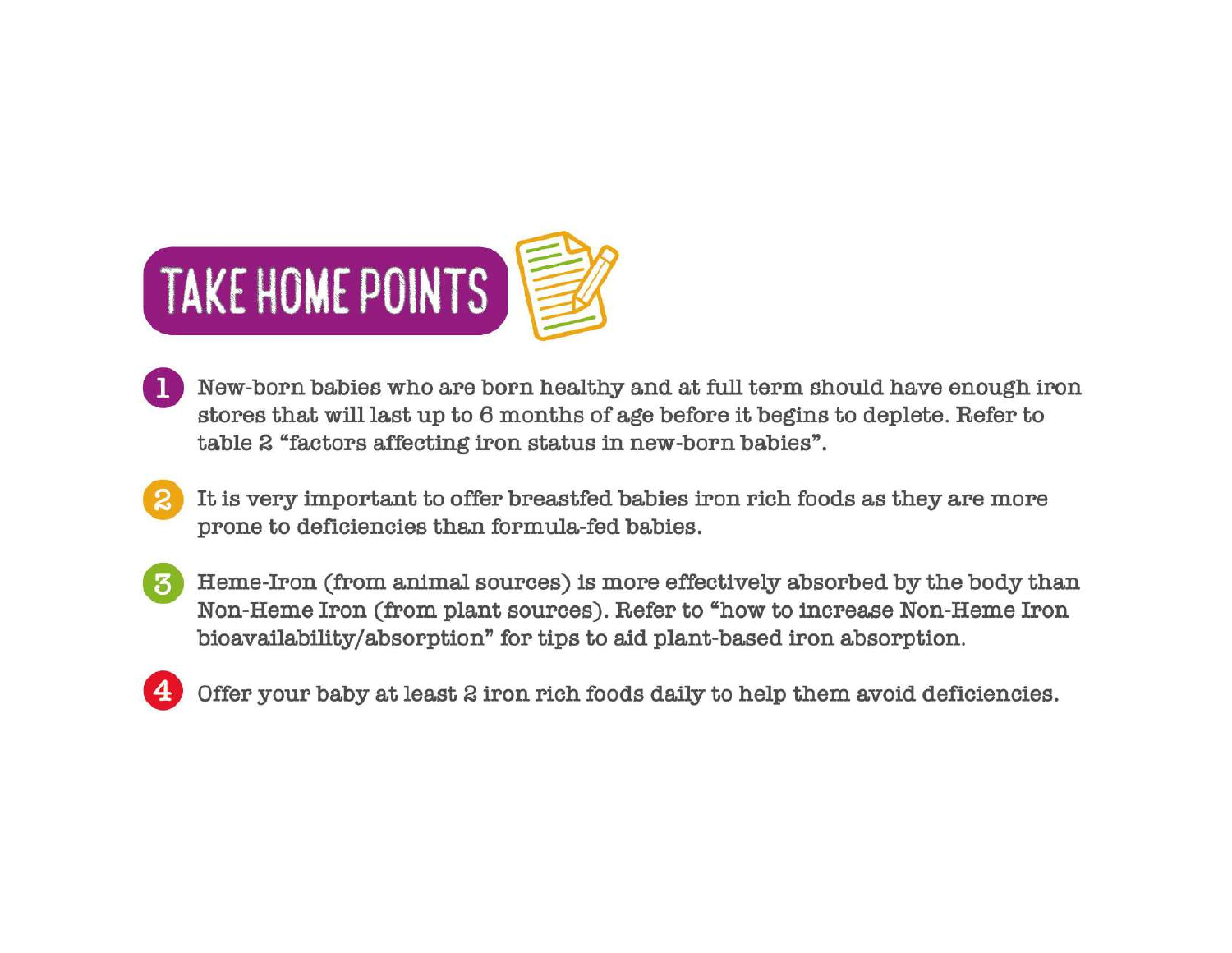# TAKE HOME POINTS

1. New-born babies who are born healthy and at full term should have enough iron stores that will last up to 6 months of age before it begins to deplete. Refer to table 2 "factors affecting iron status in new-born babies".

2. It is very important to offer breastfed babies iron rich foods as they are more prone to deficiencies than formula-fed babies.

3. Heme-Iron (from animal sources) is more effectively absorbed by the body than Non-Heme Iron (from plant sources). Refer to "how to increase Non-Heme Iron bioavailability/absorption" for tips to aid plant-based iron absorption.

4. Offer your baby at least 2 iron rich foods daily to help them avoid deficiencies.